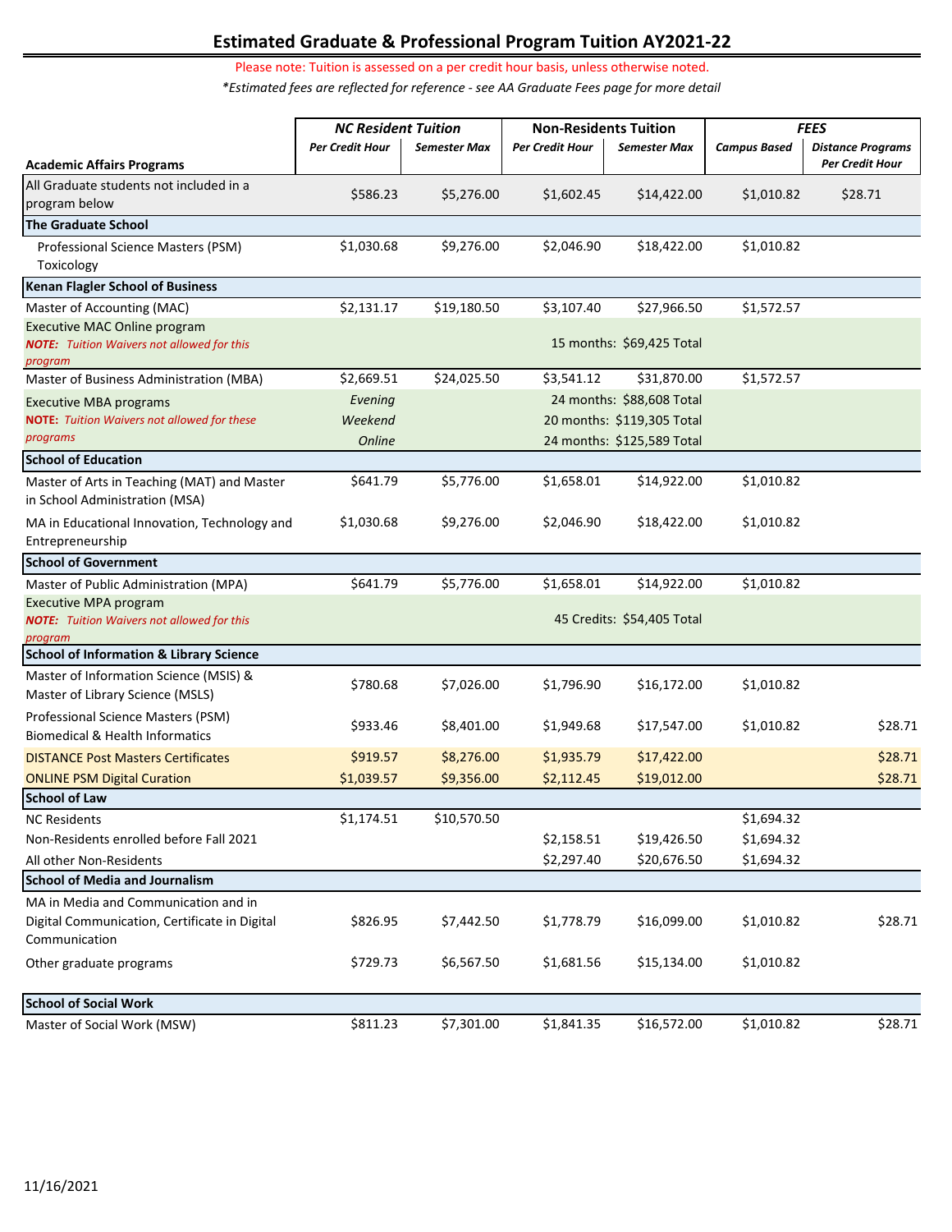# Estimated Graduate & Professional Program Tuition AY2021-22

Please note: Tuition is assessed on a per credit hour basis, unless otherwise noted.

*\*Estimated fees are reflected for reference - see AA Graduate Fees page for more detail*

| Academic Affairs Programs | NC Resident Tuition | | Non-Residents Tuition | | FEES | |
|---|---|---|---|---|---|---|
| | *Per Credit Hour* | *Semester Max* | *Per Credit Hour* | *Semester Max* | *Campus Based* | *Distance Programs Per Credit Hour* |
| All Graduate students not included in a program below | $586.23 | $5,276.00 | $1,602.45 | $14,422.00 | $1,010.82 | $28.71 |
| **The Graduate School** | | | | | | |
| Professional Science Masters (PSM) Toxicology | $1,030.68 | $9,276.00 | $2,046.90 | $18,422.00 | $1,010.82 | |
| **Kenan Flagler School of Business** | | | | | | |
| Master of Accounting (MAC) | $2,131.17 | $19,180.50 | $3,107.40 | $27,966.50 | $1,572.57 | |
| Executive MAC Online program *NOTE: Tuition Waivers not allowed for this program* | | | 15 months: $69,425 Total | | | |
| Master of Business Administration (MBA) | $2,669.51 | $24,025.50 | $3,541.12 | $31,870.00 | $1,572.57 | |
| Executive MBA programs *NOTE: Tuition Waivers not allowed for these programs* | *Evening* | | 24 months: $88,608 Total | | | |
| | *Weekend* | | 20 months: $119,305 Total | | | |
| | *Online* | | 24 months: $125,589 Total | | | |
| **School of Education** | | | | | | |
| Master of Arts in Teaching (MAT) and Master in School Administration (MSA) | $641.79 | $5,776.00 | $1,658.01 | $14,922.00 | $1,010.82 | |
| MA in Educational Innovation, Technology and Entrepreneurship | $1,030.68 | $9,276.00 | $2,046.90 | $18,422.00 | $1,010.82 | |
| **School of Government** | | | | | | |
| Master of Public Administration (MPA) | $641.79 | $5,776.00 | $1,658.01 | $14,922.00 | $1,010.82 | |
| Executive MPA program *NOTE: Tuition Waivers not allowed for this program* | | | 45 Credits: $54,405 Total | | | |
| **School of Information & Library Science** | | | | | | |
| Master of Information Science (MSIS) & Master of Library Science (MSLS) | $780.68 | $7,026.00 | $1,796.90 | $16,172.00 | $1,010.82 | |
| Professional Science Masters (PSM) Biomedical & Health Informatics | $933.46 | $8,401.00 | $1,949.68 | $17,547.00 | $1,010.82 | $28.71 |
| DISTANCE Post Masters Certificates | $919.57 | $8,276.00 | $1,935.79 | $17,422.00 | | $28.71 |
| ONLINE PSM Digital Curation | $1,039.57 | $9,356.00 | $2,112.45 | $19,012.00 | | $28.71 |
| **School of Law** | | | | | | |
| NC Residents | $1,174.51 | $10,570.50 | | | $1,694.32 | |
| Non-Residents enrolled before Fall 2021 | | | $2,158.51 | $19,426.50 | $1,694.32 | |
| All other Non-Residents | | | $2,297.40 | $20,676.50 | $1,694.32 | |
| **School of Media and Journalism** | | | | | | |
| MA in Media and Communication and in Digital Communication, Certificate in Digital Communication | $826.95 | $7,442.50 | $1,778.79 | $16,099.00 | $1,010.82 | $28.71 |
| Other graduate programs | $729.73 | $6,567.50 | $1,681.56 | $15,134.00 | $1,010.82 | |
| **School of Social Work** | | | | | | |
| Master of Social Work (MSW) | $811.23 | $7,301.00 | $1,841.35 | $16,572.00 | $1,010.82 | $28.71 |

11/16/2021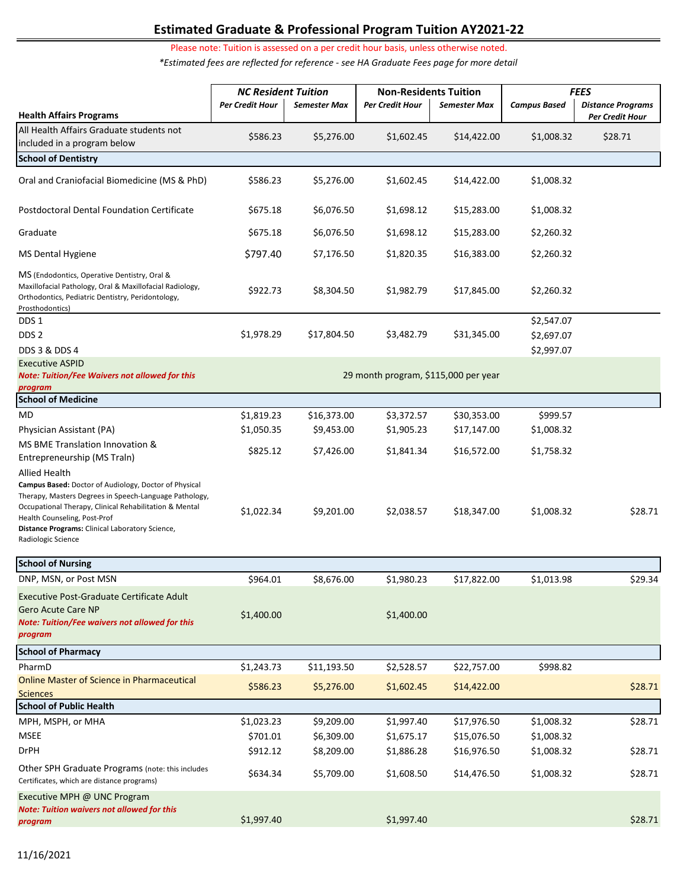# Estimated Graduate & Professional Program Tuition AY2021-22

Please note: Tuition is assessed on a per credit hour basis, unless otherwise noted.

*\*Estimated fees are reflected for reference - see HA Graduate Fees page for more detail*

| Health Affairs Programs | NC Resident Tuition | | Non-Residents Tuition | | FEES | |
|---|---|---|---|---|---|---|
| | *Per Credit Hour* | *Semester Max* | *Per Credit Hour* | *Semester Max* | *Campus Based* | *Distance Programs Per Credit Hour* |
| All Health Affairs Graduate students not included in a program below | $586.23 | $5,276.00 | $1,602.45 | $14,422.00 | $1,008.32 | $28.71 |
| **School of Dentistry** | | | | | | |
| Oral and Craniofacial Biomedicine (MS & PhD) | $586.23 | $5,276.00 | $1,602.45 | $14,422.00 | $1,008.32 | |
| Postdoctoral Dental Foundation Certificate | $675.18 | $6,076.50 | $1,698.12 | $15,283.00 | $1,008.32 | |
| Graduate | $675.18 | $6,076.50 | $1,698.12 | $15,283.00 | $2,260.32 | |
| MS Dental Hygiene | $797.40 | $7,176.50 | $1,820.35 | $16,383.00 | $2,260.32 | |
| MS (Endodontics, Operative Dentistry, Oral & Maxillofacial Pathology, Oral & Maxillofacial Radiology, Orthodontics, Pediatric Dentistry, Peridontology, Prosthodontics) | $922.73 | $8,304.50 | $1,982.79 | $17,845.00 | $2,260.32 | |
| DDS 1 | | | | | $2,547.07 | |
| DDS 2 | $1,978.29 | $17,804.50 | $3,482.79 | $31,345.00 | $2,697.07 | |
| DDS 3 & DDS 4 | | | | | $2,997.07 | |
| Executive ASPID<br>***Note: Tuition/Fee Waivers not allowed for this program*** | 29 month program, $115,000 per year | | | | | |
| **School of Medicine** | | | | | | |
| MD | $1,819.23 | $16,373.00 | $3,372.57 | $30,353.00 | $999.57 | |
| Physician Assistant (PA) | $1,050.35 | $9,453.00 | $1,905.23 | $17,147.00 | $1,008.32 | |
| MS BME Translation Innovation & Entrepreneurship (MS TraIn) | $825.12 | $7,426.00 | $1,841.34 | $16,572.00 | $1,758.32 | |
| Allied Health<br>**Campus Based:** Doctor of Audiology, Doctor of Physical Therapy, Masters Degrees in Speech-Language Pathology, Occupational Therapy, Clinical Rehabilitation & Mental Health Counseling, Post-Prof<br>**Distance Programs:** Clinical Laboratory Science, Radiologic Science | $1,022.34 | $9,201.00 | $2,038.57 | $18,347.00 | $1,008.32 | $28.71 |
| **School of Nursing** | | | | | | |
| DNP, MSN, or Post MSN | $964.01 | $8,676.00 | $1,980.23 | $17,822.00 | $1,013.98 | $29.34 |
| Executive Post-Graduate Certificate Adult Gero Acute Care NP<br>***Note: Tuition/Fee waivers not allowed for this program*** | $1,400.00 | | $1,400.00 | | | |
| **School of Pharmacy** | | | | | | |
| PharmD | $1,243.73 | $11,193.50 | $2,528.57 | $22,757.00 | $998.82 | |
| Online Master of Science in Pharmaceutical Sciences | $586.23 | $5,276.00 | $1,602.45 | $14,422.00 | | $28.71 |
| **School of Public Health** | | | | | | |
| MPH, MSPH, or MHA | $1,023.23 | $9,209.00 | $1,997.40 | $17,976.50 | $1,008.32 | $28.71 |
| MSEE | $701.01 | $6,309.00 | $1,675.17 | $15,076.50 | $1,008.32 | |
| DrPH | $912.12 | $8,209.00 | $1,886.28 | $16,976.50 | $1,008.32 | $28.71 |
| Other SPH Graduate Programs (note: this includes Certificates, which are distance programs) | $634.34 | $5,709.00 | $1,608.50 | $14,476.50 | $1,008.32 | $28.71 |
| Executive MPH @ UNC Program<br>***Note: Tuition waivers not allowed for this program*** | $1,997.40 | | $1,997.40 | | | $28.71 |

11/16/2021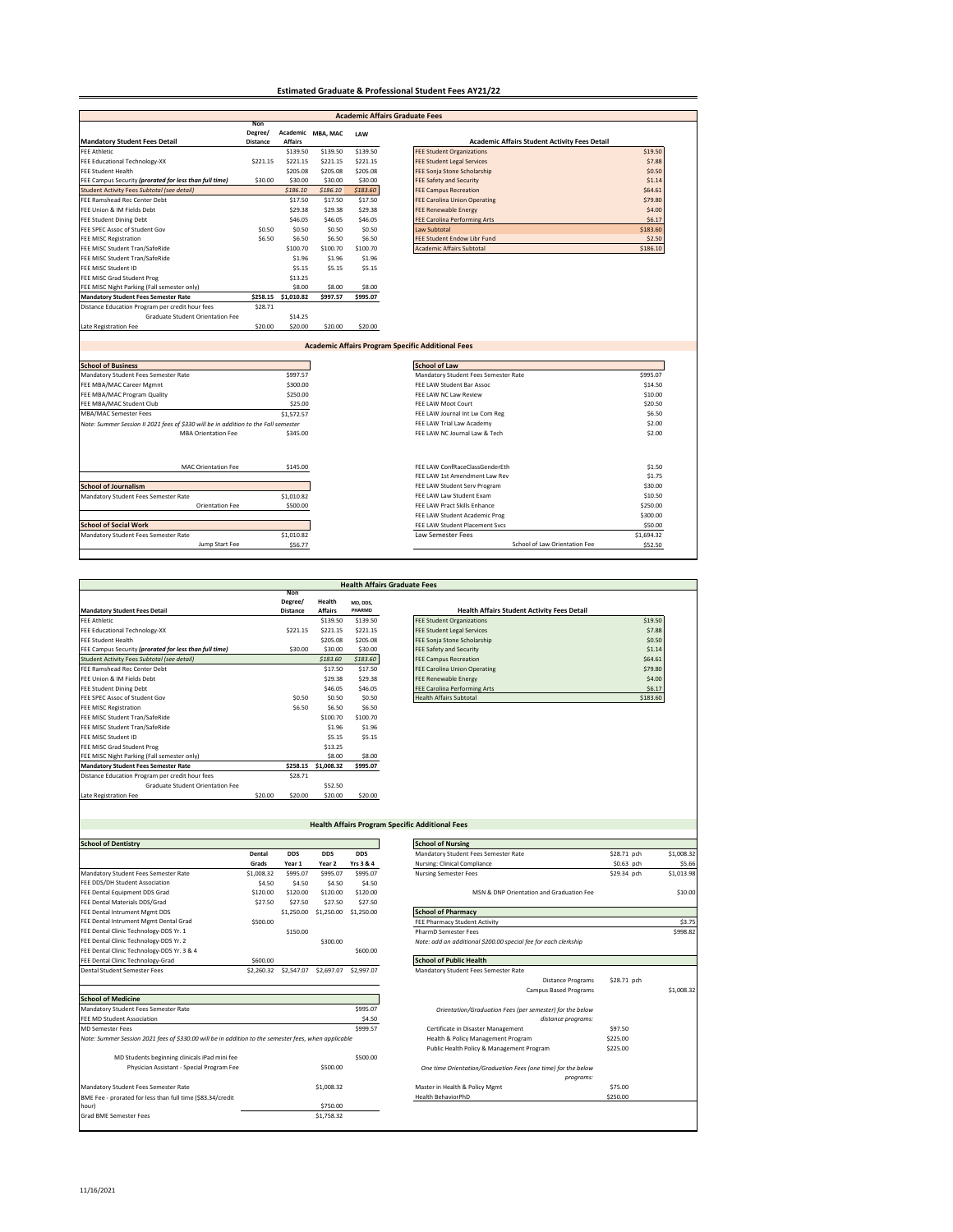# Estimated Graduate & Professional Student Fees AY21/22

## Academic Affairs Graduate Fees

| Mandatory Student Fees Detail | Non Degree/ Distance | Academic Affairs | MBA, MAC | LAW |
|---|---|---|---|---|
| FEE Athletic | | $139.50 | $139.50 | $139.50 |
| FEE Educational Technology-XX | $221.15 | $221.15 | $221.15 | $221.15 |
| FEE Student Health | | $205.08 | $205.08 | $205.08 |
| FEE Campus Security *(prorated for less than full time)* | $30.00 | $30.00 | $30.00 | $30.00 |
| Student Activity Fees *Subtotal (see detail)* | | *$186.10* | *$186.10* | *$183.60* |
| FEE Ramshead Rec Center Debt | | $17.50 | $17.50 | $17.50 |
| FEE Union & IM Fields Debt | | $29.38 | $29.38 | $29.38 |
| FEE Student Dining Debt | | $46.05 | $46.05 | $46.05 |
| FEE SPEC Assoc of Student Gov | $0.50 | $0.50 | $0.50 | $0.50 |
| FEE MISC Registration | $6.50 | $6.50 | $6.50 | $6.50 |
| FEE MISC Student Tran/SafeRide | | $100.70 | $100.70 | $100.70 |
| FEE MISC Student Tran/SafeRide | | $1.96 | $1.96 | $1.96 |
| FEE MISC Student ID | | $5.15 | $5.15 | $5.15 |
| FEE MISC Grad Student Prog | | $13.25 | | |
| FEE MISC Night Parking (Fall semester only) | | $8.00 | $8.00 | $8.00 |
| **Mandatory Student Fees Semester Rate** | **$258.15** | **$1,010.82** | **$997.57** | **$995.07** |
| Distance Education Program per credit hour fees | $28.71 | | | |
| Graduate Student Orientation Fee | | $14.25 | | |
| Late Registration Fee | $20.00 | $20.00 | $20.00 | $20.00 |

| Academic Affairs Student Activity Fees Detail | |
|---|---|
| FEE Student Organizations | $19.50 |
| FEE Student Legal Services | $7.88 |
| FEE Sonja Stone Scholarship | $0.50 |
| FEE Safety and Security | $1.14 |
| FEE Campus Recreation | $64.61 |
| FEE Carolina Union Operating | $79.80 |
| FEE Renewable Energy | $4.00 |
| FEE Carolina Performing Arts | $6.17 |
| Law Subtotal | $183.60 |
| FEE Student Endow Libr Fund | $2.50 |
| Academic Affairs Subtotal | $186.10 |

## Academic Affairs Program Specific Additional Fees

| School of Business | |
|---|---|
| Mandatory Student Fees Semester Rate | $997.57 |
| FEE MBA/MAC Career Mgmnt | $300.00 |
| FEE MBA/MAC Program Quality | $250.00 |
| FEE MBA/MAC Student Club | $25.00 |
| MBA/MAC Semester Fees | $1,572.57 |
| *Note: Summer Session II 2021 fees of $330 will be in addition to the Fall semester* | |
| MBA Orientation Fee | $345.00 |
| MAC Orientation Fee | $145.00 |

| School of Journalism | |
|---|---|
| Mandatory Student Fees Semester Rate | $1,010.82 |
| Orientation Fee | $500.00 |

| School of Social Work | |
|---|---|
| Mandatory Student Fees Semester Rate | $1,010.82 |
| Jump Start Fee | $56.77 |

| School of Law | |
|---|---|
| Mandatory Student Fees Semester Rate | $995.07 |
| FEE LAW Student Bar Assoc | $14.50 |
| FEE LAW NC Law Review | $10.00 |
| FEE LAW Moot Court | $20.50 |
| FEE LAW Journal Int Lw Com Reg | $6.50 |
| FEE LAW Trial Law Academy | $2.00 |
| FEE LAW NC Journal Law & Tech | $2.00 |
| FEE LAW ConfRaceClassGenderEth | $1.50 |
| FEE LAW 1st Amendment Law Rev | $1.75 |
| FEE LAW Student Serv Program | $30.00 |
| FEE LAW Law Student Exam | $10.50 |
| FEE LAW Pract Skills Enhance | $250.00 |
| FEE LAW Student Academic Prog | $300.00 |
| FEE LAW Student Placement Svcs | $50.00 |
| Law Semester Fees | $1,694.32 |
| School of Law Orientation Fee | $52.50 |

## Health Affairs Graduate Fees

| Mandatory Student Fees Detail | Non Degree/ Distance | Health Affairs | MD, DDS, PHARMD |
|---|---|---|---|
| FEE Athletic | | $139.50 | $139.50 |
| FEE Educational Technology-XX | $221.15 | $221.15 | $221.15 |
| FEE Student Health | | $205.08 | $205.08 |
| FEE Campus Security *(prorated for less than full time)* | $30.00 | $30.00 | $30.00 |
| Student Activity Fees *Subtotal (see detail)* | | *$183.60* | *$183.60* |
| FEE Ramshead Rec Center Debt | | $17.50 | $17.50 |
| FEE Union & IM Fields Debt | | $29.38 | $29.38 |
| FEE Student Dining Debt | | $46.05 | $46.05 |
| FEE SPEC Assoc of Student Gov | $0.50 | $0.50 | $0.50 |
| FEE MISC Registration | $6.50 | $6.50 | $6.50 |
| FEE MISC Student Tran/SafeRide | | $100.70 | $100.70 |
| FEE MISC Student Tran/SafeRide | | $1.96 | $1.96 |
| FEE MISC Student ID | | $5.15 | $5.15 |
| FEE MISC Grad Student Prog | | $13.25 | |
| FEE MISC Night Parking (Fall semester only) | | $8.00 | $8.00 |
| **Mandatory Student Fees Semester Rate** | **$258.15** | **$1,008.32** | **$995.07** |
| Distance Education Program per credit hour fees | $28.71 | | |
| Graduate Student Orientation Fee | | $52.50 | |
| Late Registration Fee | $20.00 | $20.00 | $20.00 |

| Health Affairs Student Activity Fees Detail | |
|---|---|
| FEE Student Organizations | $19.50 |
| FEE Student Legal Services | $7.88 |
| FEE Sonja Stone Scholarship | $0.50 |
| FEE Safety and Security | $1.14 |
| FEE Campus Recreation | $64.61 |
| FEE Carolina Union Operating | $79.80 |
| FEE Renewable Energy | $4.00 |
| FEE Carolina Performing Arts | $6.17 |
| Health Affairs Subtotal | $183.60 |

## Health Affairs Program Specific Additional Fees

| School of Dentistry | Dental Grads | DDS Year 1 | DDS Year 2 | DDS Yrs 3 & 4 |
|---|---|---|---|---|
| Mandatory Student Fees Semester Rate | $1,008.32 | $995.07 | $995.07 | $995.07 |
| FEE DDS/DH Student Association | $4.50 | $4.50 | $4.50 | $4.50 |
| FEE Dental Equipment DDS Grad | $120.00 | $120.00 | $120.00 | $120.00 |
| FEE Dental Materials DDS/Grad | $27.50 | $27.50 | $27.50 | $27.50 |
| FEE Dental Intrument Mgmt DDS | | $1,250.00 | $1,250.00 | $1,250.00 |
| FEE Dental Intrument Mgmt Dental Grad | $500.00 | | | |
| FEE Dental Clinic Technology-DDS Yr. 1 | | $150.00 | | |
| FEE Dental Clinic Technology-DDS Yr. 2 | | | $300.00 | |
| FEE Dental Clinic Technology-DDS Yr. 3 & 4 | | | | $600.00 |
| FEE Dental Clinic Technology-Grad | $600.00 | | | |
| Dental Student Semester Fees | $2,260.32 | $2,547.07 | $2,697.07 | $2,997.07 |

| School of Medicine | |
|---|---|
| Mandatory Student Fees Semester Rate | $995.07 |
| FEE MD Student Association | $4.50 |
| MD Semester Fees | $999.57 |
| *Note: Summer Session 2021 fees of $330.00 will be in addition to the semester fees, when applicable* | |
| MD Students beginning clinicals iPad mini fee | $500.00 |
| Physician Assistant - Special Program Fee | $500.00 |
| Mandatory Student Fees Semester Rate | $1,008.32 |
| BME Fee - prorated for less than full time ($83.34/credit hour) | $750.00 |
| Grad BME Semester Fees | $1,758.32 |

| School of Nursing | | |
|---|---|---|
| Mandatory Student Fees Semester Rate | $28.71 pch | $1,008.32 |
| Nursing: Clinical Compliance | $0.63 pch | $5.66 |
| Nursing Semester Fees | $29.34 pch | $1,013.98 |
| MSN & DNP Orientation and Graduation Fee | | $10.00 |

| School of Pharmacy | |
|---|---|
| FEE Pharmacy Student Activity | $3.75 |
| PharmD Semester Fees | $998.82 |
| *Note: add an additional $200.00 special fee for each clerkship* | |

| School of Public Health | | |
|---|---|---|
| Mandatory Student Fees Semester Rate | | |
| Distance Programs | $28.71 pch | |
| Campus Based Programs | | $1,008.32 |
| *Orientation/Graduation Fees (per semester) for the below distance programs:* | | |
| Certificate in Disaster Management | $97.50 | |
| Health & Policy Management Program | $225.00 | |
| Public Health Policy & Management Program | $225.00 | |
| *One time Orientation/Graduation Fees (one time) for the below programs:* | | |
| Master in Health & Policy Mgmt | $75.00 | |
| Health BehaviorPhD | $250.00 | |

11/16/2021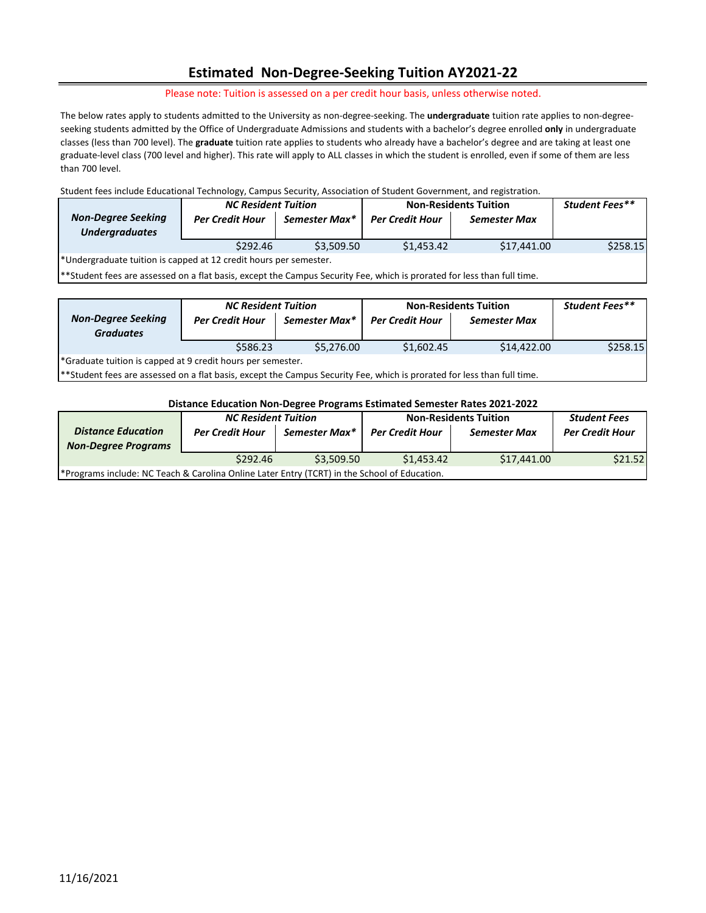# Estimated Non-Degree-Seeking Tuition AY2021-22

Please note: Tuition is assessed on a per credit hour basis, unless otherwise noted.

The below rates apply to students admitted to the University as non-degree-seeking. The **undergraduate** tuition rate applies to non-degree-seeking students admitted by the Office of Undergraduate Admissions and students with a bachelor's degree enrolled **only** in undergraduate classes (less than 700 level). The **graduate** tuition rate applies to students who already have a bachelor's degree and are taking at least one graduate-level class (700 level and higher). This rate will apply to ALL classes in which the student is enrolled, even if some of them are less than 700 level.

Student fees include Educational Technology, Campus Security, Association of Student Government, and registration.

| ***Non-Degree Seeking Undergraduates*** | ***NC Resident Tuition*** | | **Non-Residents Tuition** | | ***Student Fees\*\**** |
|---|---|---|---|---|---|
| | ***Per Credit Hour*** | ***Semester Max\**** | ***Per Credit Hour*** | ***Semester Max*** | |
| | $292.46 | $3,509.50 | $1,453.42 | $17,441.00 | $258.15 |

*Undergraduate tuition is capped at 12 credit hours per semester.

**Student fees are assessed on a flat basis, except the Campus Security Fee, which is prorated for less than full time.

| ***Non-Degree Seeking Graduates*** | ***NC Resident Tuition*** | | **Non-Residents Tuition** | | ***Student Fees\*\**** |
|---|---|---|---|---|---|
| | ***Per Credit Hour*** | ***Semester Max\**** | ***Per Credit Hour*** | ***Semester Max*** | |
| | $586.23 | $5,276.00 | $1,602.45 | $14,422.00 | $258.15 |

*Graduate tuition is capped at 9 credit hours per semester.

**Student fees are assessed on a flat basis, except the Campus Security Fee, which is prorated for less than full time.

**Distance Education Non-Degree Programs Estimated Semester Rates 2021-2022**

| ***Distance Education Non-Degree Programs*** | ***NC Resident Tuition*** | | **Non-Residents Tuition** | | ***Student Fees*** |
|---|---|---|---|---|---|
| | ***Per Credit Hour*** | ***Semester Max\**** | ***Per Credit Hour*** | ***Semester Max*** | ***Per Credit Hour*** |
| | $292.46 | $3,509.50 | $1,453.42 | $17,441.00 | $21.52 |

*Programs include: NC Teach & Carolina Online Later Entry (TCRT) in the School of Education.

11/16/2021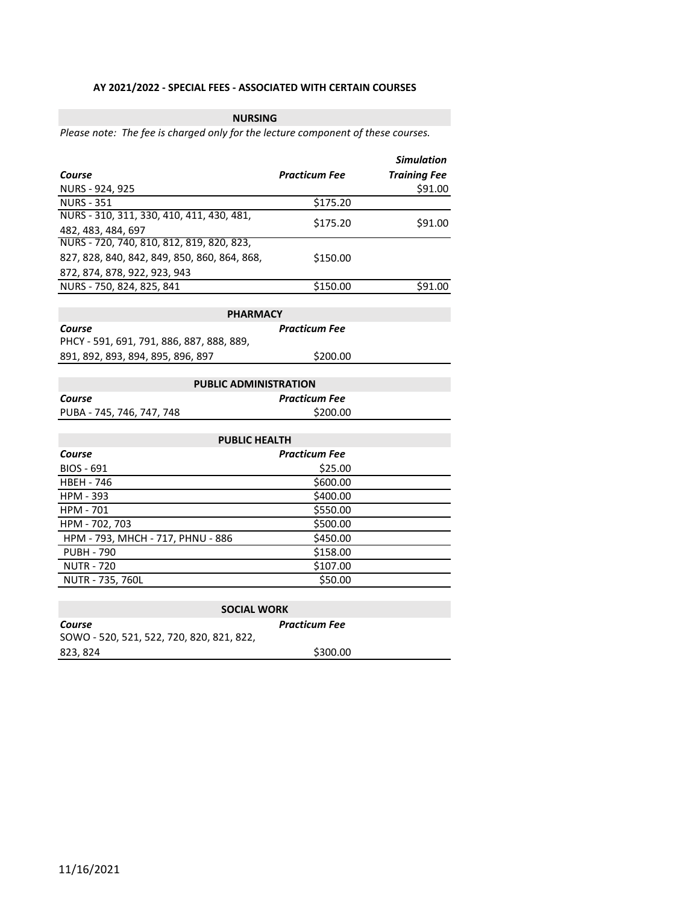# AY 2021/2022 - SPECIAL FEES - ASSOCIATED WITH CERTAIN COURSES

## NURSING

*Please note: The fee is charged only for the lecture component of these courses.*

| ***Course*** | ***Practicum Fee*** | ***Simulation Training Fee*** |
|---|---|---|
| NURS - 924, 925 | | $91.00 |
| NURS - 351 | $175.20 | |
| NURS - 310, 311, 330, 410, 411, 430, 481, 482, 483, 484, 697 | $175.20 | $91.00 |
| NURS - 720, 740, 810, 812, 819, 820, 823, 827, 828, 840, 842, 849, 850, 860, 864, 868, 872, 874, 878, 922, 923, 943 | $150.00 | |
| NURS - 750, 824, 825, 841 | $150.00 | $91.00 |

## PHARMACY

| ***Course*** | ***Practicum Fee*** |
|---|---|
| PHCY - 591, 691, 791, 886, 887, 888, 889, 891, 892, 893, 894, 895, 896, 897 | $200.00 |

## PUBLIC ADMINISTRATION

| ***Course*** | ***Practicum Fee*** |
|---|---|
| PUBA - 745, 746, 747, 748 | $200.00 |

## PUBLIC HEALTH

| ***Course*** | ***Practicum Fee*** |
|---|---|
| BIOS - 691 | $25.00 |
| HBEH - 746 | $600.00 |
| HPM - 393 | $400.00 |
| HPM - 701 | $550.00 |
| HPM - 702, 703 | $500.00 |
| HPM - 793, MHCH - 717, PHNU - 886 | $450.00 |
| PUBH - 790 | $158.00 |
| NUTR - 720 | $107.00 |
| NUTR - 735, 760L | $50.00 |

## SOCIAL WORK

| ***Course*** | ***Practicum Fee*** |
|---|---|
| SOWO - 520, 521, 522, 720, 820, 821, 822, 823, 824 | $300.00 |

11/16/2021